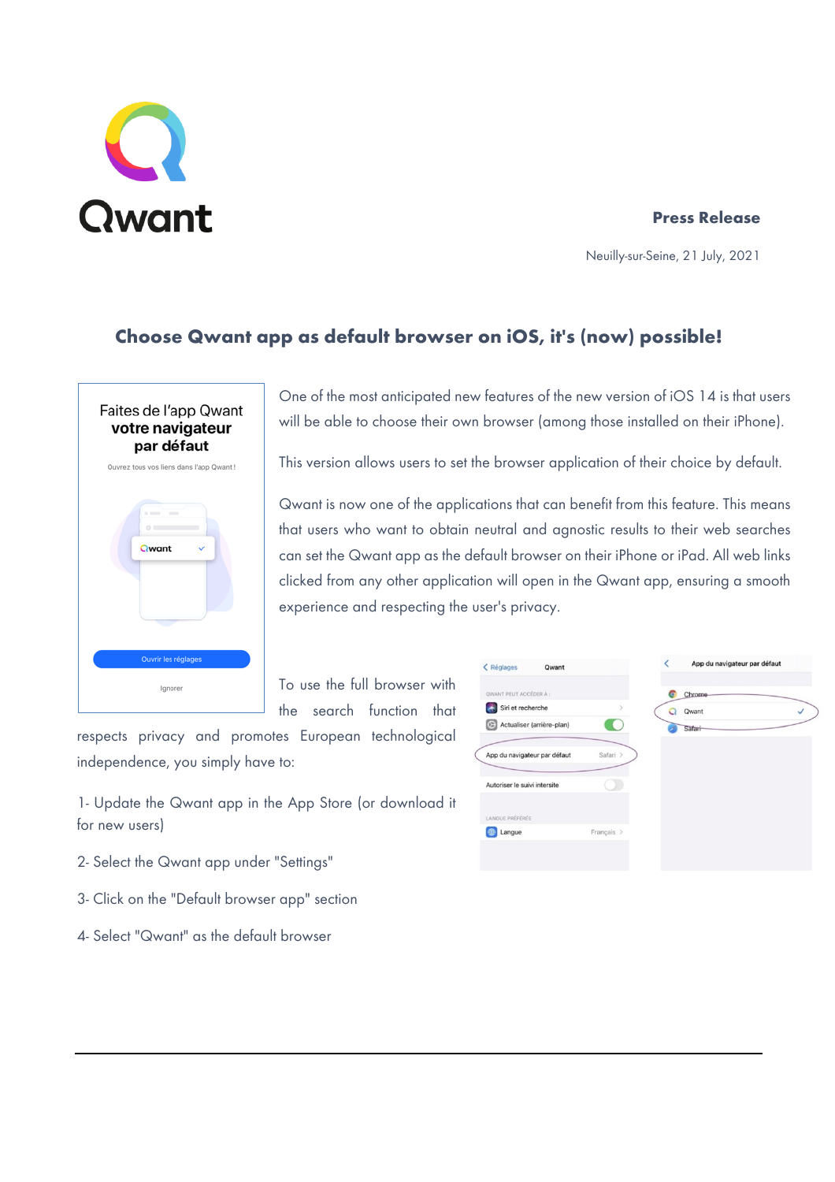**Press Release**

Neuilly-sur-Seine, 21 July, 2021

## Choose Qwant app as default browser on iOS, it's (now) possible!

One of the most anticipated new features of the new version of iOS 14 is that users will be able to choose their own browser (among those installed on their iPhone).

This version allows users to set the browser application of their choice by default.

Qwant is now one of the applications that can benefit from this feature. This means that users who want to obtain neutral and agnostic results to their web searches can set the Qwant app as the default browser on their iPhone or iPad. All web links clicked from any other application will open in the Qwant app, ensuring a smooth experience and respecting the user's privacy.

To use the full browser with the search function that respects privacy and promotes European technological independence, you simply have to:

1- Update the Qwant app in the App Store (or download it for new users)

2- Select the Qwant app under "Settings"

3- Click on the "Default browser app" section

4- Select "Qwant" as the default browser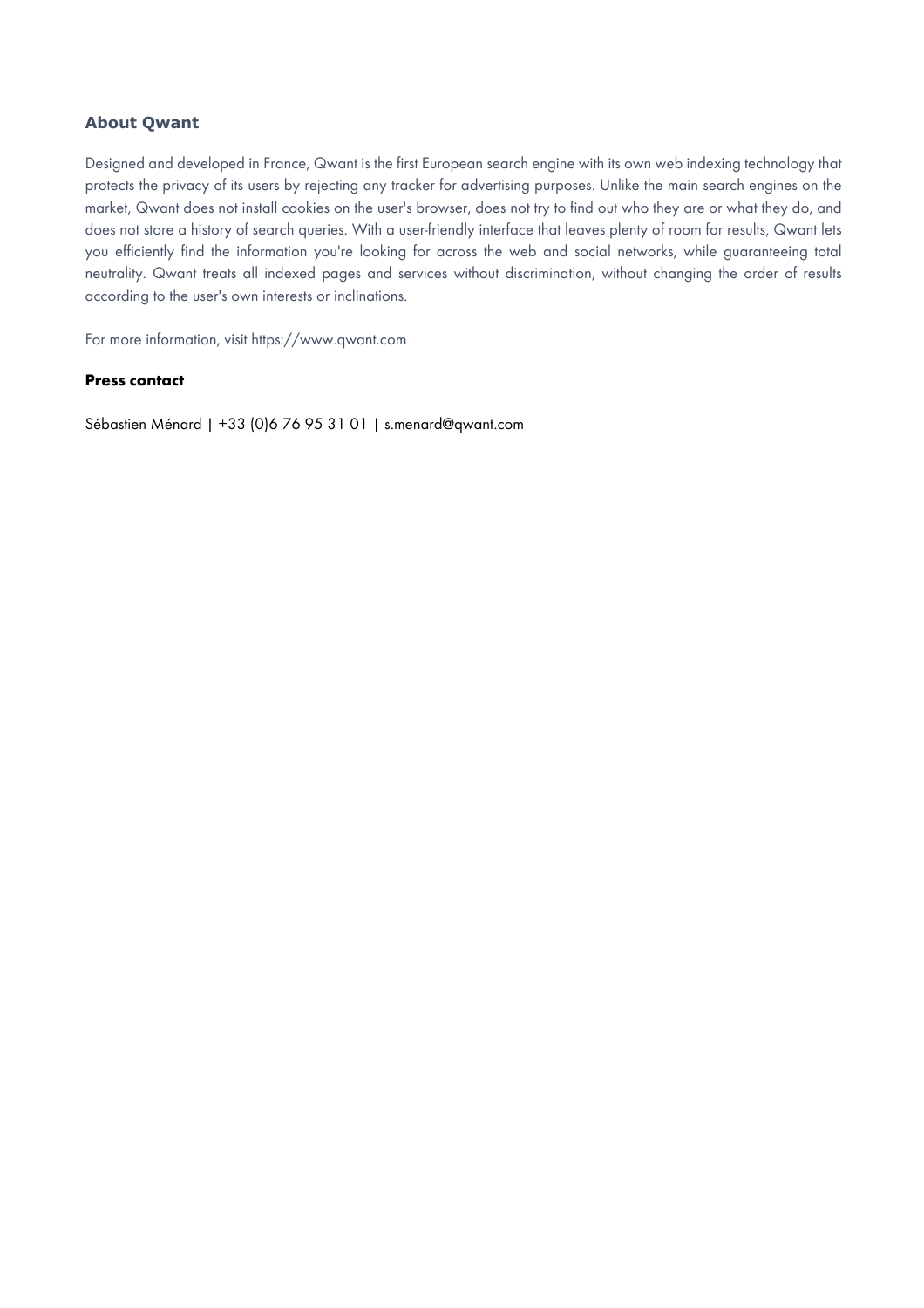### About Qwant

Designed and developed in France, Qwant is the first European search engine with its own web indexing technology that protects the privacy of its users by rejecting any tracker for advertising purposes. Unlike the main search engines on the market, Qwant does not install cookies on the user's browser, does not try to find out who they are or what they do, and does not store a history of search queries. With a user-friendly interface that leaves plenty of room for results, Qwant lets you efficiently find the information you're looking for across the web and social networks, while guaranteeing total neutrality. Qwant treats all indexed pages and services without discrimination, without changing the order of results according to the user's own interests or inclinations.

For more information, visit https://www.qwant.com

**Press contact**

Sébastien Ménard | +33 (0)6 76 95 31 01 | s.menard@qwant.com